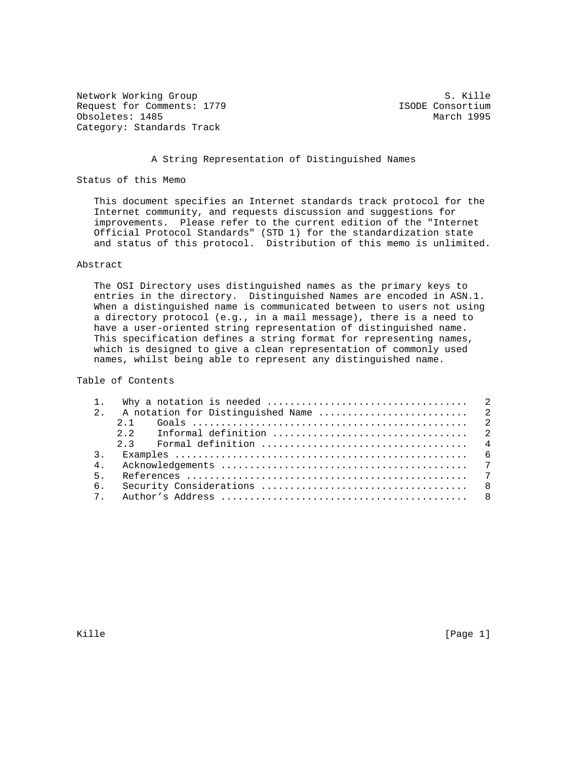Network Working Group S. Kille
Request for Comments: 1779 ISODE Consortium
Obsoletes: 1485 March 1995
Category: Standards Track

# A String Representation of Distinguished Names

## Status of this Memo

This document specifies an Internet standards track protocol for the Internet community, and requests discussion and suggestions for improvements. Please refer to the current edition of the "Internet Official Protocol Standards" (STD 1) for the standardization state and status of this protocol. Distribution of this memo is unlimited.

## Abstract

The OSI Directory uses distinguished names as the primary keys to entries in the directory. Distinguished Names are encoded in ASN.1. When a distinguished name is communicated between to users not using a directory protocol (e.g., in a mail message), there is a need to have a user-oriented string representation of distinguished name. This specification defines a string format for representing names, which is designed to give a clean representation of commonly used names, whilst being able to represent any distinguished name.

## Table of Contents

```
1.   Why a notation is needed ..................................   2
2.   A notation for Distinguished Name .........................   2
    2.1    Goals ...............................................   2
    2.2    Informal definition .................................   2
    2.3    Formal definition ...................................   4
3.   Examples ..................................................   6
4.   Acknowledgements ..........................................   7
5.   References ................................................   7
6.   Security Considerations ...................................   8
7.   Author's Address ..........................................   8
```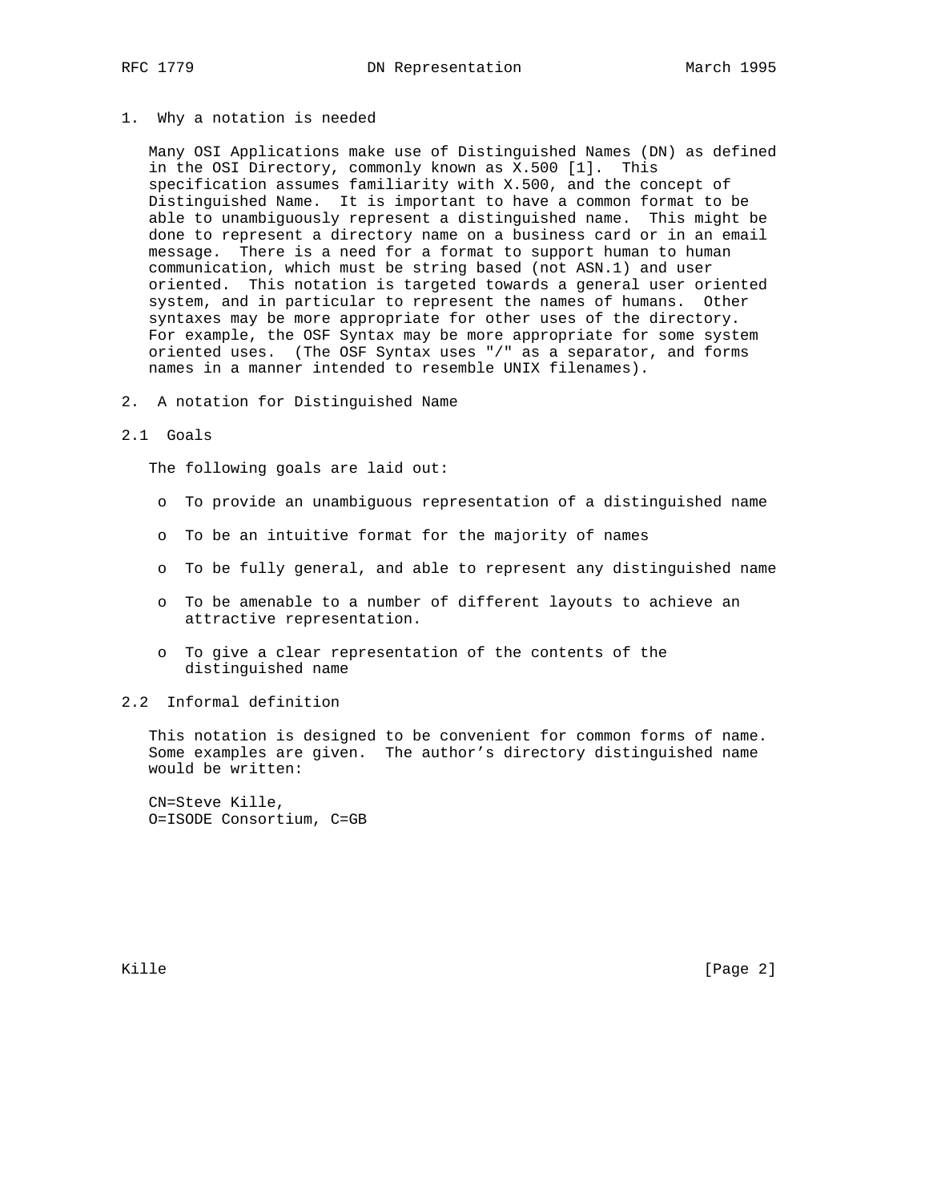## 1. Why a notation is needed

Many OSI Applications make use of Distinguished Names (DN) as defined in the OSI Directory, commonly known as X.500 [1]. This specification assumes familiarity with X.500, and the concept of Distinguished Name. It is important to have a common format to be able to unambiguously represent a distinguished name. This might be done to represent a directory name on a business card or in an email message. There is a need for a format to support human to human communication, which must be string based (not ASN.1) and user oriented. This notation is targeted towards a general user oriented system, and in particular to represent the names of humans. Other syntaxes may be more appropriate for other uses of the directory. For example, the OSF Syntax may be more appropriate for some system oriented uses. (The OSF Syntax uses "/" as a separator, and forms names in a manner intended to resemble UNIX filenames).

## 2. A notation for Distinguished Name

### 2.1 Goals

The following goals are laid out:

- To provide an unambiguous representation of a distinguished name
- To be an intuitive format for the majority of names
- To be fully general, and able to represent any distinguished name
- To be amenable to a number of different layouts to achieve an attractive representation.
- To give a clear representation of the contents of the distinguished name

### 2.2 Informal definition

This notation is designed to be convenient for common forms of name. Some examples are given. The author's directory distinguished name would be written:

```
CN=Steve Kille,
O=ISODE Consortium, C=GB
```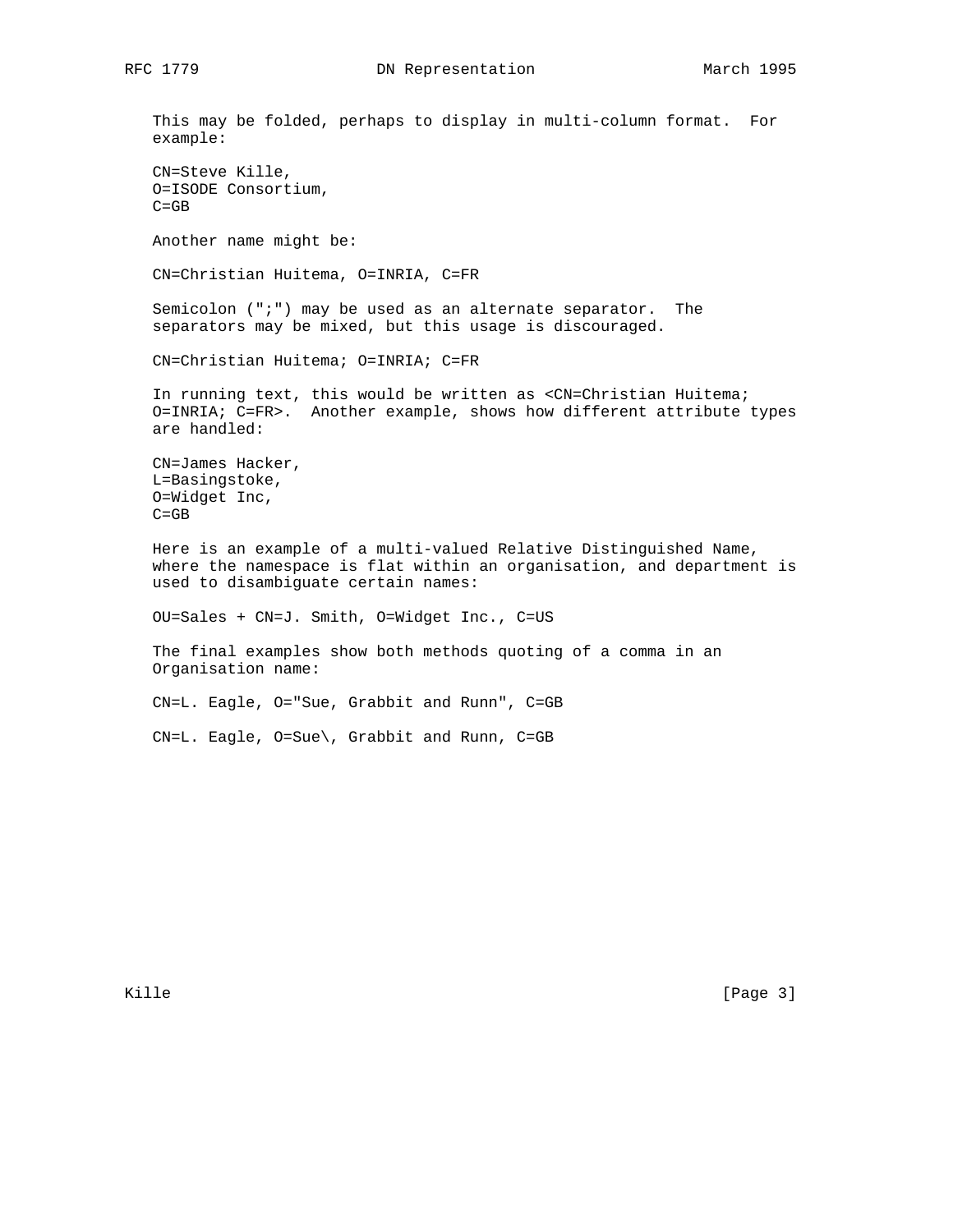This may be folded, perhaps to display in multi-column format. For example:

```
CN=Steve Kille,
O=ISODE Consortium,
C=GB
```

Another name might be:

```
CN=Christian Huitema, O=INRIA, C=FR
```

Semicolon (";") may be used as an alternate separator. The separators may be mixed, but this usage is discouraged.

```
CN=Christian Huitema; O=INRIA; C=FR
```

In running text, this would be written as <CN=Christian Huitema; O=INRIA; C=FR>. Another example, shows how different attribute types are handled:

```
CN=James Hacker,
L=Basingstoke,
O=Widget Inc,
C=GB
```

Here is an example of a multi-valued Relative Distinguished Name, where the namespace is flat within an organisation, and department is used to disambiguate certain names:

```
OU=Sales + CN=J. Smith, O=Widget Inc., C=US
```

The final examples show both methods quoting of a comma in an Organisation name:

```
CN=L. Eagle, O="Sue, Grabbit and Runn", C=GB

CN=L. Eagle, O=Sue\, Grabbit and Runn, C=GB
```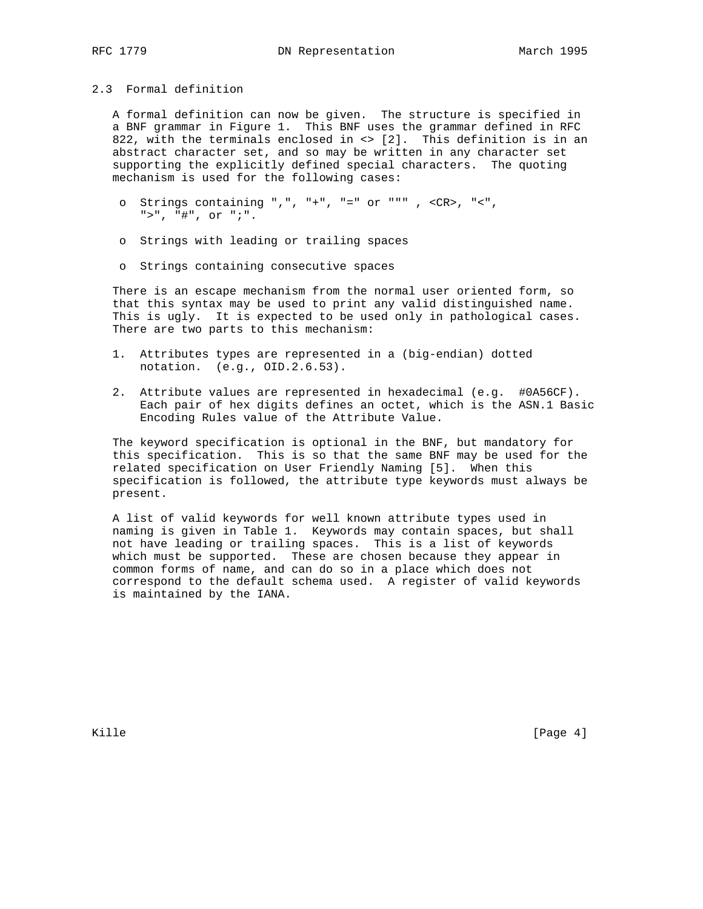## 2.3 Formal definition

A formal definition can now be given. The structure is specified in a BNF grammar in Figure 1. This BNF uses the grammar defined in RFC 822, with the terminals enclosed in <> [2]. This definition is in an abstract character set, and so may be written in any character set supporting the explicitly defined special characters. The quoting mechanism is used for the following cases:

- Strings containing ",", "+", "=" or """ , <CR>, "<", ">", "#", or ";".
- Strings with leading or trailing spaces
- Strings containing consecutive spaces

There is an escape mechanism from the normal user oriented form, so that this syntax may be used to print any valid distinguished name. This is ugly. It is expected to be used only in pathological cases. There are two parts to this mechanism:

1. Attributes types are represented in a (big-endian) dotted notation. (e.g., OID.2.6.53).
2. Attribute values are represented in hexadecimal (e.g. #0A56CF). Each pair of hex digits defines an octet, which is the ASN.1 Basic Encoding Rules value of the Attribute Value.

The keyword specification is optional in the BNF, but mandatory for this specification. This is so that the same BNF may be used for the related specification on User Friendly Naming [5]. When this specification is followed, the attribute type keywords must always be present.

A list of valid keywords for well known attribute types used in naming is given in Table 1. Keywords may contain spaces, but shall not have leading or trailing spaces. This is a list of keywords which must be supported. These are chosen because they appear in common forms of name, and can do so in a place which does not correspond to the default schema used. A register of valid keywords is maintained by the IANA.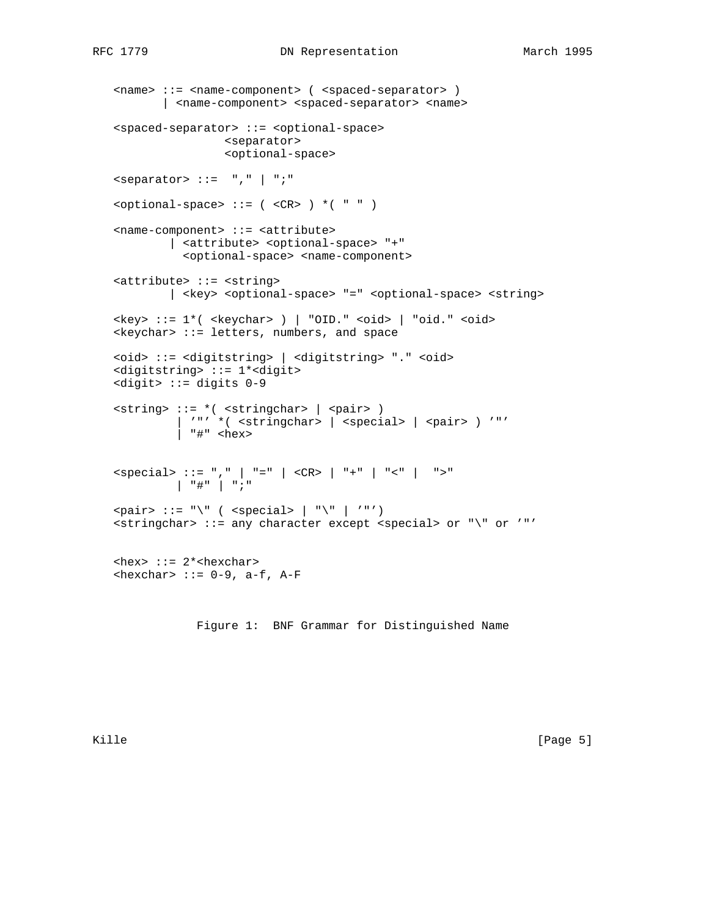```
<name> ::= <name-component> ( <spaced-separator> )
       | <name-component> <spaced-separator> <name>

<spaced-separator> ::= <optional-space>
                 <separator>
                 <optional-space>

<separator> ::=  "," | ";"

<optional-space> ::= ( <CR> ) *( " " )

<name-component> ::= <attribute>
        | <attribute> <optional-space> "+"
          <optional-space> <name-component>

<attribute> ::= <string>
        | <key> <optional-space> "=" <optional-space> <string>

<key> ::= 1*( <keychar> ) | "OID." <oid> | "oid." <oid>
<keychar> ::= letters, numbers, and space

<oid> ::= <digitstring> | <digitstring> "." <oid>
<digitstring> ::= 1*<digit>
<digit> ::= digits 0-9

<string> ::= *( <stringchar> | <pair> )
         | '"' *( <stringchar> | <special> | <pair> ) '"'
         | "#" <hex>


<special> ::= "," | "=" | <CR> | "+" | "<" |  ">"
         | "#" | ";"

<pair> ::= "\" ( <special> | "\" | '"')
<stringchar> ::= any character except <special> or "\" or '"'


<hex> ::= 2*<hexchar>
<hexchar> ::= 0-9, a-f, A-F
```

Figure 1:  BNF Grammar for Distinguished Name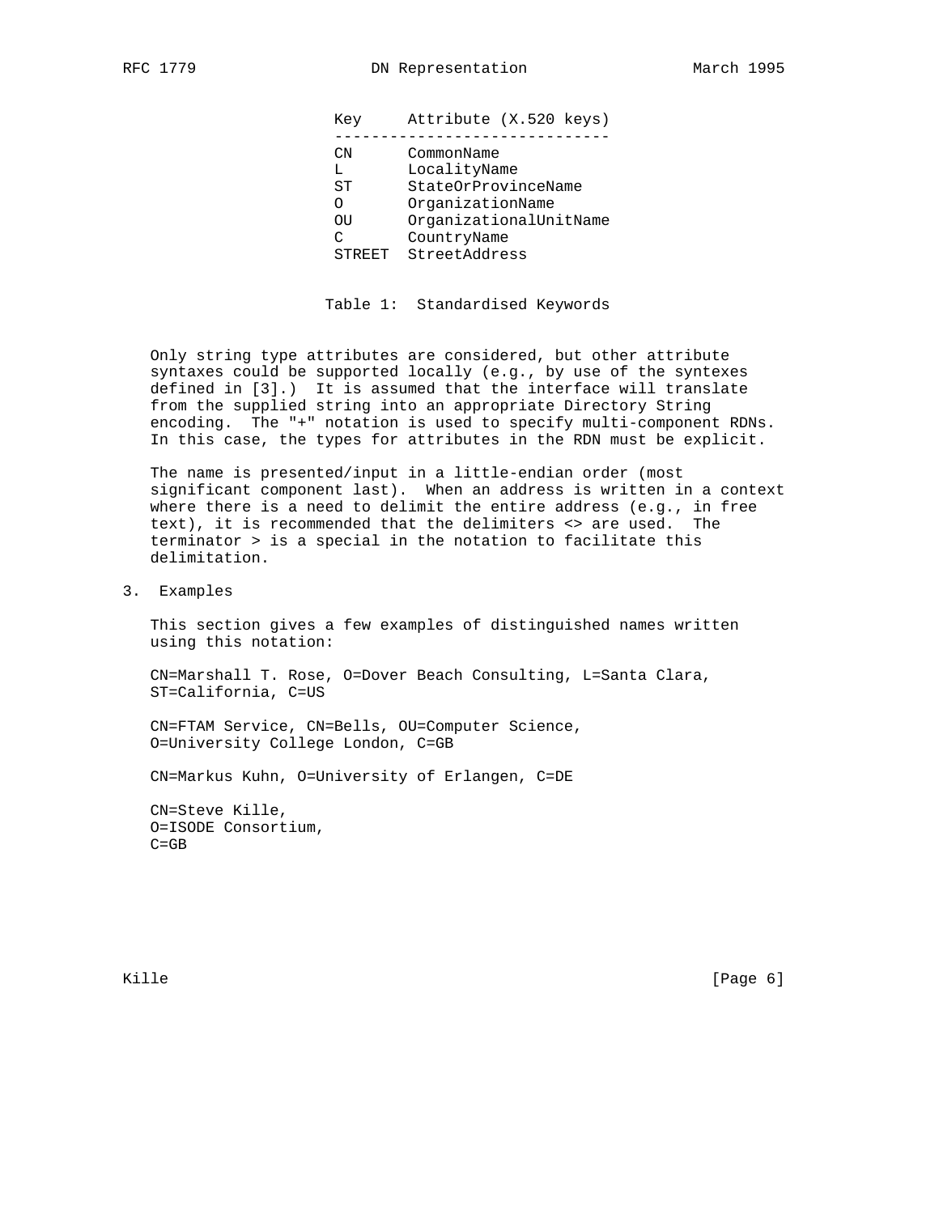| Key | Attribute (X.520 keys) |
| --- | --- |
| CN | CommonName |
| L | LocalityName |
| ST | StateOrProvinceName |
| O | OrganizationName |
| OU | OrganizationalUnitName |
| C | CountryName |
| STREET | StreetAddress |

Table 1: Standardised Keywords

Only string type attributes are considered, but other attribute syntaxes could be supported locally (e.g., by use of the syntexes defined in [3].) It is assumed that the interface will translate from the supplied string into an appropriate Directory String encoding. The "+" notation is used to specify multi-component RDNs. In this case, the types for attributes in the RDN must be explicit.

The name is presented/input in a little-endian order (most significant component last). When an address is written in a context where there is a need to delimit the entire address (e.g., in free text), it is recommended that the delimiters <> are used. The terminator > is a special in the notation to facilitate this delimitation.

## 3. Examples

This section gives a few examples of distinguished names written using this notation:

```
CN=Marshall T. Rose, O=Dover Beach Consulting, L=Santa Clara,
ST=California, C=US

CN=FTAM Service, CN=Bells, OU=Computer Science,
O=University College London, C=GB

CN=Markus Kuhn, O=University of Erlangen, C=DE

CN=Steve Kille,
O=ISODE Consortium,
C=GB
```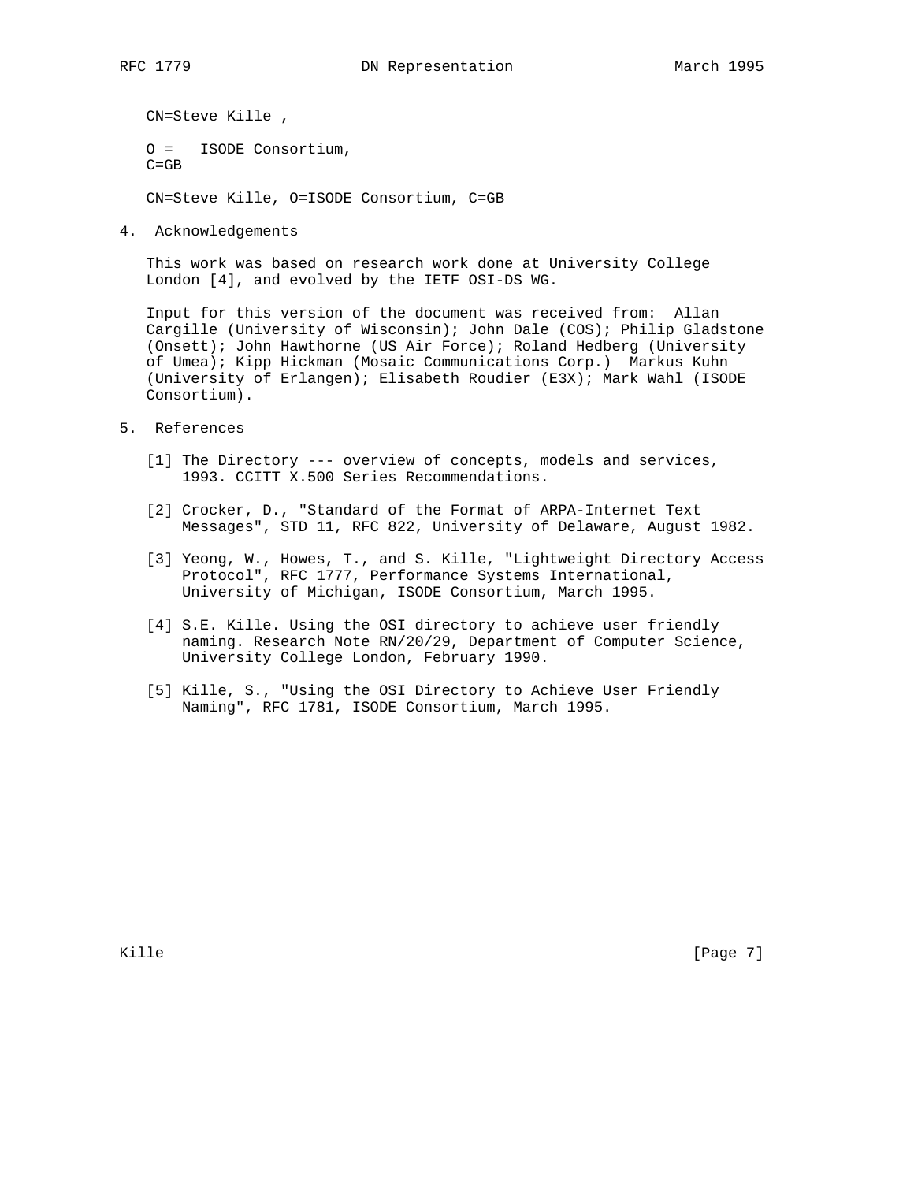```
CN=Steve Kille ,

O =   ISODE Consortium,
C=GB

CN=Steve Kille, O=ISODE Consortium, C=GB
```

## 4. Acknowledgements

This work was based on research work done at University College London [4], and evolved by the IETF OSI-DS WG.

Input for this version of the document was received from: Allan Cargille (University of Wisconsin); John Dale (COS); Philip Gladstone (Onsett); John Hawthorne (US Air Force); Roland Hedberg (University of Umea); Kipp Hickman (Mosaic Communications Corp.) Markus Kuhn (University of Erlangen); Elisabeth Roudier (E3X); Mark Wahl (ISODE Consortium).

## 5. References

[1] The Directory --- overview of concepts, models and services, 1993. CCITT X.500 Series Recommendations.

[2] Crocker, D., "Standard of the Format of ARPA-Internet Text Messages", STD 11, RFC 822, University of Delaware, August 1982.

[3] Yeong, W., Howes, T., and S. Kille, "Lightweight Directory Access Protocol", RFC 1777, Performance Systems International, University of Michigan, ISODE Consortium, March 1995.

[4] S.E. Kille. Using the OSI directory to achieve user friendly naming. Research Note RN/20/29, Department of Computer Science, University College London, February 1990.

[5] Kille, S., "Using the OSI Directory to Achieve User Friendly Naming", RFC 1781, ISODE Consortium, March 1995.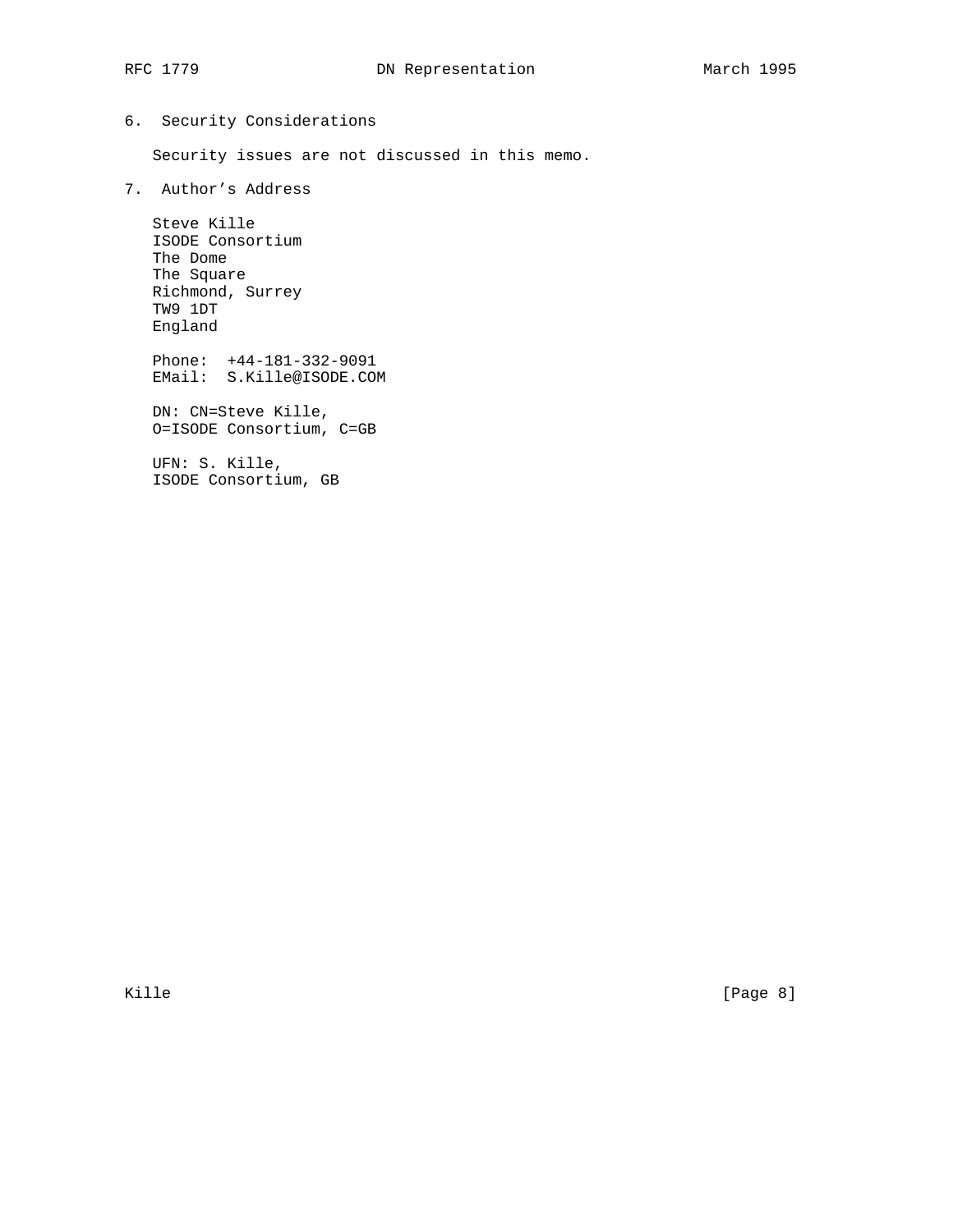## 6. Security Considerations

Security issues are not discussed in this memo.

## 7. Author's Address

Steve Kille
ISODE Consortium
The Dome
The Square
Richmond, Surrey
TW9 1DT
England

Phone: +44-181-332-9091
EMail: S.Kille@ISODE.COM

DN: CN=Steve Kille,
O=ISODE Consortium, C=GB

UFN: S. Kille,
ISODE Consortium, GB